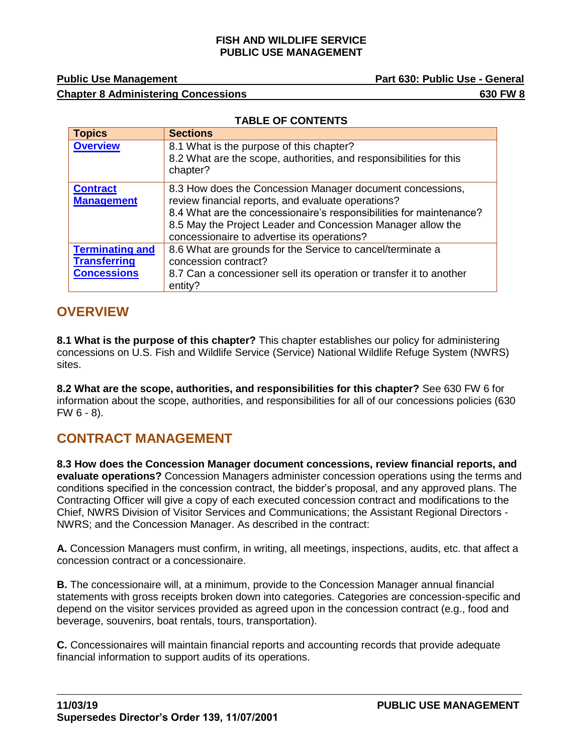**FISH AND WILDLIFE SERVICE**
**PUBLIC USE MANAGEMENT**

**Public Use Management** — **Part 630: Public Use - General**

**Chapter 8 Administering Concessions** — **630 FW 8**

**TABLE OF CONTENTS**

| Topics | Sections |
|---|---|
| **Overview** | 8.1 What is the purpose of this chapter?<br>8.2 What are the scope, authorities, and responsibilities for this chapter? |
| **Contract Management** | 8.3 How does the Concession Manager document concessions, review financial reports, and evaluate operations?<br>8.4 What are the concessionaire's responsibilities for maintenance?<br>8.5 May the Project Leader and Concession Manager allow the concessionaire to advertise its operations? |
| **Terminating and Transferring Concessions** | 8.6 What are grounds for the Service to cancel/terminate a concession contract?<br>8.7 Can a concessioner sell its operation or transfer it to another entity? |

## OVERVIEW

**8.1 What is the purpose of this chapter?** This chapter establishes our policy for administering concessions on U.S. Fish and Wildlife Service (Service) National Wildlife Refuge System (NWRS) sites.

**8.2 What are the scope, authorities, and responsibilities for this chapter?** See 630 FW 6 for information about the scope, authorities, and responsibilities for all of our concessions policies (630 FW 6 - 8).

## CONTRACT MANAGEMENT

**8.3 How does the Concession Manager document concessions, review financial reports, and evaluate operations?** Concession Managers administer concession operations using the terms and conditions specified in the concession contract, the bidder's proposal, and any approved plans. The Contracting Officer will give a copy of each executed concession contract and modifications to the Chief, NWRS Division of Visitor Services and Communications; the Assistant Regional Directors - NWRS; and the Concession Manager. As described in the contract:

**A.** Concession Managers must confirm, in writing, all meetings, inspections, audits, etc. that affect a concession contract or a concessionaire.

**B.** The concessionaire will, at a minimum, provide to the Concession Manager annual financial statements with gross receipts broken down into categories. Categories are concession-specific and depend on the visitor services provided as agreed upon in the concession contract (e.g., food and beverage, souvenirs, boat rentals, tours, transportation).

**C.** Concessionaires will maintain financial reports and accounting records that provide adequate financial information to support audits of its operations.

11/03/19
Supersedes Director's Order 139, 11/07/2001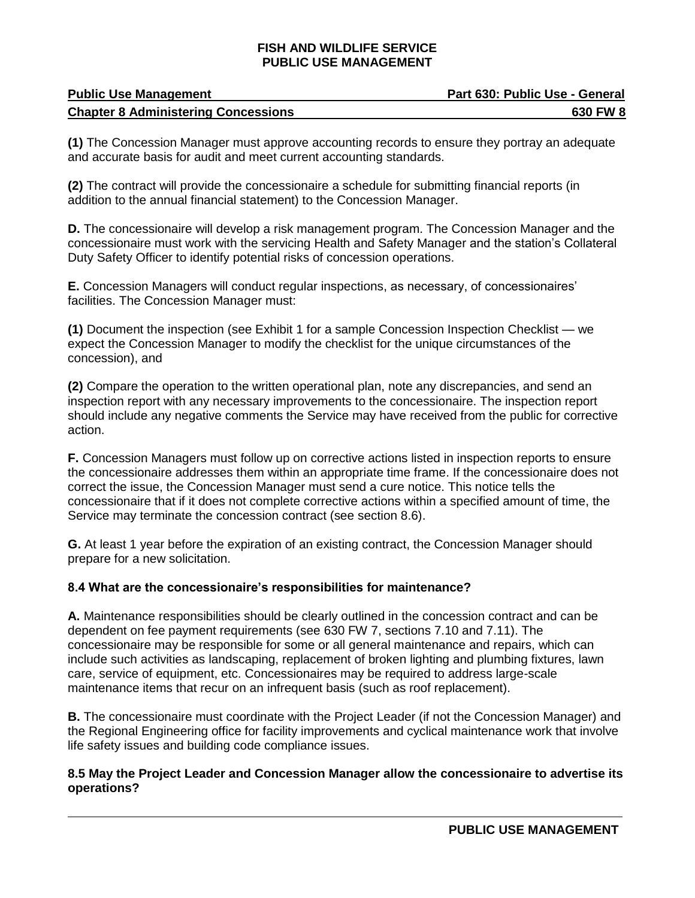**(1)** The Concession Manager must approve accounting records to ensure they portray an adequate and accurate basis for audit and meet current accounting standards.

**(2)** The contract will provide the concessionaire a schedule for submitting financial reports (in addition to the annual financial statement) to the Concession Manager.

**D.** The concessionaire will develop a risk management program. The Concession Manager and the concessionaire must work with the servicing Health and Safety Manager and the station's Collateral Duty Safety Officer to identify potential risks of concession operations.

**E.** Concession Managers will conduct regular inspections, as necessary, of concessionaires' facilities. The Concession Manager must:

**(1)** Document the inspection (see Exhibit 1 for a sample Concession Inspection Checklist — we expect the Concession Manager to modify the checklist for the unique circumstances of the concession), and

**(2)** Compare the operation to the written operational plan, note any discrepancies, and send an inspection report with any necessary improvements to the concessionaire. The inspection report should include any negative comments the Service may have received from the public for corrective action.

**F.** Concession Managers must follow up on corrective actions listed in inspection reports to ensure the concessionaire addresses them within an appropriate time frame. If the concessionaire does not correct the issue, the Concession Manager must send a cure notice. This notice tells the concessionaire that if it does not complete corrective actions within a specified amount of time, the Service may terminate the concession contract (see section 8.6).

**G.** At least 1 year before the expiration of an existing contract, the Concession Manager should prepare for a new solicitation.

### 8.4 What are the concessionaire's responsibilities for maintenance?

**A.** Maintenance responsibilities should be clearly outlined in the concession contract and can be dependent on fee payment requirements (see 630 FW 7, sections 7.10 and 7.11). The concessionaire may be responsible for some or all general maintenance and repairs, which can include such activities as landscaping, replacement of broken lighting and plumbing fixtures, lawn care, service of equipment, etc. Concessionaires may be required to address large-scale maintenance items that recur on an infrequent basis (such as roof replacement).

**B.** The concessionaire must coordinate with the Project Leader (if not the Concession Manager) and the Regional Engineering office for facility improvements and cyclical maintenance work that involve life safety issues and building code compliance issues.

### 8.5 May the Project Leader and Concession Manager allow the concessionaire to advertise its operations?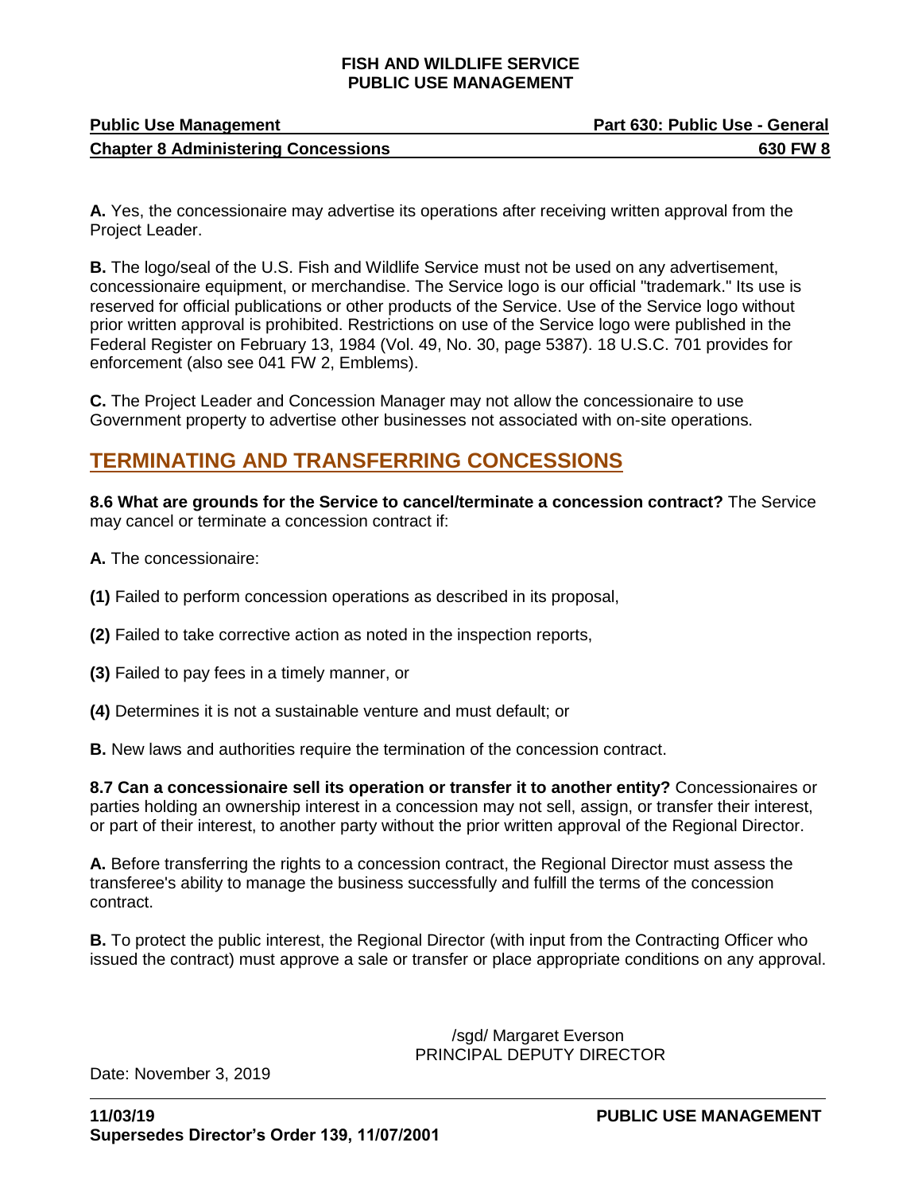**A.** Yes, the concessionaire may advertise its operations after receiving written approval from the Project Leader.

**B.** The logo/seal of the U.S. Fish and Wildlife Service must not be used on any advertisement, concessionaire equipment, or merchandise. The Service logo is our official "trademark." Its use is reserved for official publications or other products of the Service. Use of the Service logo without prior written approval is prohibited. Restrictions on use of the Service logo were published in the Federal Register on February 13, 1984 (Vol. 49, No. 30, page 5387). 18 U.S.C. 701 provides for enforcement (also see 041 FW 2, Emblems).

**C.** The Project Leader and Concession Manager may not allow the concessionaire to use Government property to advertise other businesses not associated with on-site operations.

## TERMINATING AND TRANSFERRING CONCESSIONS

**8.6 What are grounds for the Service to cancel/terminate a concession contract?** The Service may cancel or terminate a concession contract if:

**A.** The concessionaire:

**(1)** Failed to perform concession operations as described in its proposal,

**(2)** Failed to take corrective action as noted in the inspection reports,

**(3)** Failed to pay fees in a timely manner, or

**(4)** Determines it is not a sustainable venture and must default; or

**B.** New laws and authorities require the termination of the concession contract.

**8.7 Can a concessionaire sell its operation or transfer it to another entity?** Concessionaires or parties holding an ownership interest in a concession may not sell, assign, or transfer their interest, or part of their interest, to another party without the prior written approval of the Regional Director.

**A.** Before transferring the rights to a concession contract, the Regional Director must assess the transferee's ability to manage the business successfully and fulfill the terms of the concession contract.

**B.** To protect the public interest, the Regional Director (with input from the Contracting Officer who issued the contract) must approve a sale or transfer or place appropriate conditions on any approval.

/sgd/ Margaret Everson
PRINCIPAL DEPUTY DIRECTOR

Date: November 3, 2019

**Supersedes Director's Order 139, 11/07/2001**